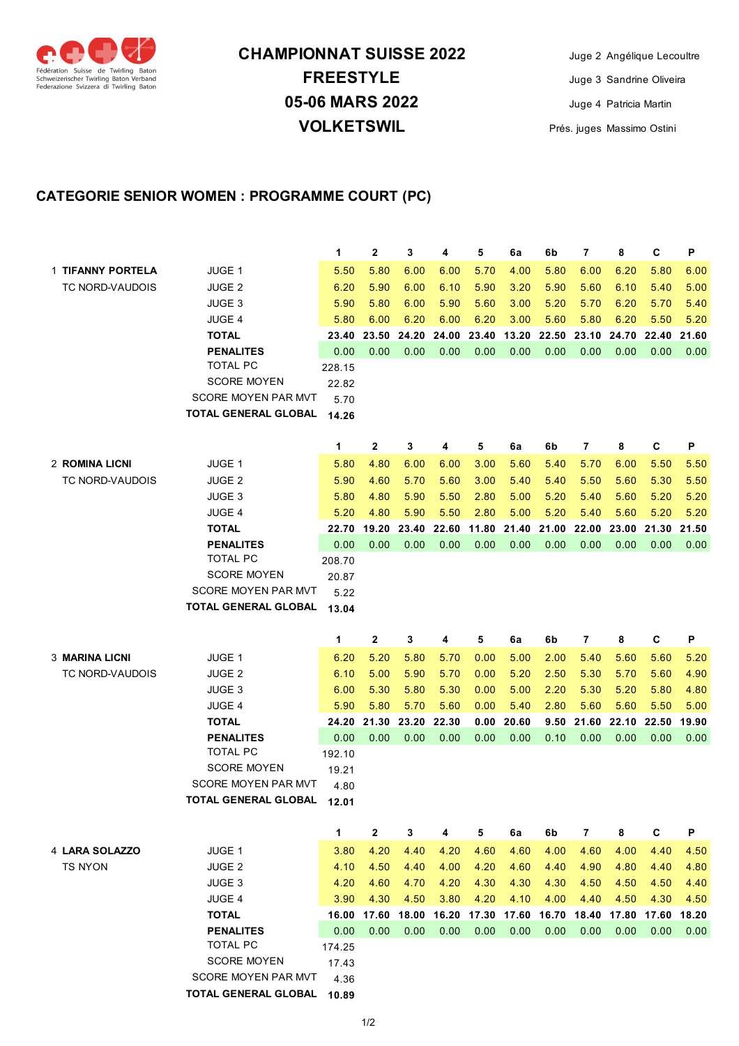Fédération Suisse de Twirling Baton
Schweizerischer Twirling Baton Verband
Federazione Svizzera di Twirling Baton

# CHAMPIONNAT SUISSE 2022
# FREESTYLE
# 05-06 MARS 2022
# VOLKETSWIL

Juge 2 Angélique Lecoultre
Juge 3 Sandrine Oliveira
Juge 4 Patricia Martin
Prés. juges Massimo Ostini

## CATEGORIE SENIOR WOMEN : PROGRAMME COURT (PC)

| | | 1 | 2 | 3 | 4 | 5 | 6a | 6b | 7 | 8 | C | P |
|---|---|---|---|---|---|---|---|---|---|---|---|---|
| 1 **TIFANNY PORTELA** | JUGE 1 | 5.50 | 5.80 | 6.00 | 6.00 | 5.70 | 4.00 | 5.80 | 6.00 | 6.20 | 5.80 | 6.00 |
| TC NORD-VAUDOIS | JUGE 2 | 6.20 | 5.90 | 6.00 | 6.10 | 5.90 | 3.20 | 5.90 | 5.60 | 6.10 | 5.40 | 5.00 |
| | JUGE 3 | 5.90 | 5.80 | 6.00 | 5.90 | 5.60 | 3.00 | 5.20 | 5.70 | 6.20 | 5.70 | 5.40 |
| | JUGE 4 | 5.80 | 6.00 | 6.20 | 6.00 | 6.20 | 3.00 | 5.60 | 5.80 | 6.20 | 5.50 | 5.20 |
| | **TOTAL** | **23.40** | **23.50** | **24.20** | **24.00** | **23.40** | **13.20** | **22.50** | **23.10** | **24.70** | **22.40** | **21.60** |
| | **PENALITES** | 0.00 | 0.00 | 0.00 | 0.00 | 0.00 | 0.00 | 0.00 | 0.00 | 0.00 | 0.00 | 0.00 |
| | TOTAL PC | 228.15 | | | | | | | | | | |
| | SCORE MOYEN | 22.82 | | | | | | | | | | |
| | SCORE MOYEN PAR MVT | 5.70 | | | | | | | | | | |
| | **TOTAL GENERAL GLOBAL** | **14.26** | | | | | | | | | | |

| | | 1 | 2 | 3 | 4 | 5 | 6a | 6b | 7 | 8 | C | P |
|---|---|---|---|---|---|---|---|---|---|---|---|---|
| 2 **ROMINA LICNI** | JUGE 1 | 5.80 | 4.80 | 6.00 | 6.00 | 3.00 | 5.60 | 5.40 | 5.70 | 6.00 | 5.50 | 5.50 |
| TC NORD-VAUDOIS | JUGE 2 | 5.90 | 4.60 | 5.70 | 5.60 | 3.00 | 5.40 | 5.40 | 5.50 | 5.60 | 5.30 | 5.50 |
| | JUGE 3 | 5.80 | 4.80 | 5.90 | 5.50 | 2.80 | 5.00 | 5.20 | 5.40 | 5.60 | 5.20 | 5.20 |
| | JUGE 4 | 5.20 | 4.80 | 5.90 | 5.50 | 2.80 | 5.00 | 5.20 | 5.40 | 5.60 | 5.20 | 5.20 |
| | **TOTAL** | **22.70** | **19.20** | **23.40** | **22.60** | **11.80** | **21.40** | **21.00** | **22.00** | **23.00** | **21.30** | **21.50** |
| | **PENALITES** | 0.00 | 0.00 | 0.00 | 0.00 | 0.00 | 0.00 | 0.00 | 0.00 | 0.00 | 0.00 | 0.00 |
| | TOTAL PC | 208.70 | | | | | | | | | | |
| | SCORE MOYEN | 20.87 | | | | | | | | | | |
| | SCORE MOYEN PAR MVT | 5.22 | | | | | | | | | | |
| | **TOTAL GENERAL GLOBAL** | **13.04** | | | | | | | | | | |

| | | 1 | 2 | 3 | 4 | 5 | 6a | 6b | 7 | 8 | C | P |
|---|---|---|---|---|---|---|---|---|---|---|---|---|
| 3 **MARINA LICNI** | JUGE 1 | 6.20 | 5.20 | 5.80 | 5.70 | 0.00 | 5.00 | 2.00 | 5.40 | 5.60 | 5.60 | 5.20 |
| TC NORD-VAUDOIS | JUGE 2 | 6.10 | 5.00 | 5.90 | 5.70 | 0.00 | 5.20 | 2.50 | 5.30 | 5.70 | 5.60 | 4.90 |
| | JUGE 3 | 6.00 | 5.30 | 5.80 | 5.30 | 0.00 | 5.00 | 2.20 | 5.30 | 5.20 | 5.80 | 4.80 |
| | JUGE 4 | 5.90 | 5.80 | 5.70 | 5.60 | 0.00 | 5.40 | 2.80 | 5.60 | 5.60 | 5.50 | 5.00 |
| | **TOTAL** | **24.20** | **21.30** | **23.20** | **22.30** | **0.00** | **20.60** | **9.50** | **21.60** | **22.10** | **22.50** | **19.90** |
| | **PENALITES** | 0.00 | 0.00 | 0.00 | 0.00 | 0.00 | 0.00 | 0.10 | 0.00 | 0.00 | 0.00 | 0.00 |
| | TOTAL PC | 192.10 | | | | | | | | | | |
| | SCORE MOYEN | 19.21 | | | | | | | | | | |
| | SCORE MOYEN PAR MVT | 4.80 | | | | | | | | | | |
| | **TOTAL GENERAL GLOBAL** | **12.01** | | | | | | | | | | |

| | | 1 | 2 | 3 | 4 | 5 | 6a | 6b | 7 | 8 | C | P |
|---|---|---|---|---|---|---|---|---|---|---|---|---|
| 4 **LARA SOLAZZO** | JUGE 1 | 3.80 | 4.20 | 4.40 | 4.20 | 4.60 | 4.60 | 4.00 | 4.60 | 4.00 | 4.40 | 4.50 |
| TS NYON | JUGE 2 | 4.10 | 4.50 | 4.40 | 4.00 | 4.20 | 4.60 | 4.40 | 4.90 | 4.80 | 4.40 | 4.80 |
| | JUGE 3 | 4.20 | 4.60 | 4.70 | 4.20 | 4.30 | 4.30 | 4.30 | 4.50 | 4.50 | 4.50 | 4.40 |
| | JUGE 4 | 3.90 | 4.30 | 4.50 | 3.80 | 4.20 | 4.10 | 4.00 | 4.40 | 4.50 | 4.30 | 4.50 |
| | **TOTAL** | **16.00** | **17.60** | **18.00** | **16.20** | **17.30** | **17.60** | **16.70** | **18.40** | **17.80** | **17.60** | **18.20** |
| | **PENALITES** | 0.00 | 0.00 | 0.00 | 0.00 | 0.00 | 0.00 | 0.00 | 0.00 | 0.00 | 0.00 | 0.00 |
| | TOTAL PC | 174.25 | | | | | | | | | | |
| | SCORE MOYEN | 17.43 | | | | | | | | | | |
| | SCORE MOYEN PAR MVT | 4.36 | | | | | | | | | | |
| | **TOTAL GENERAL GLOBAL** | **10.89** | | | | | | | | | | |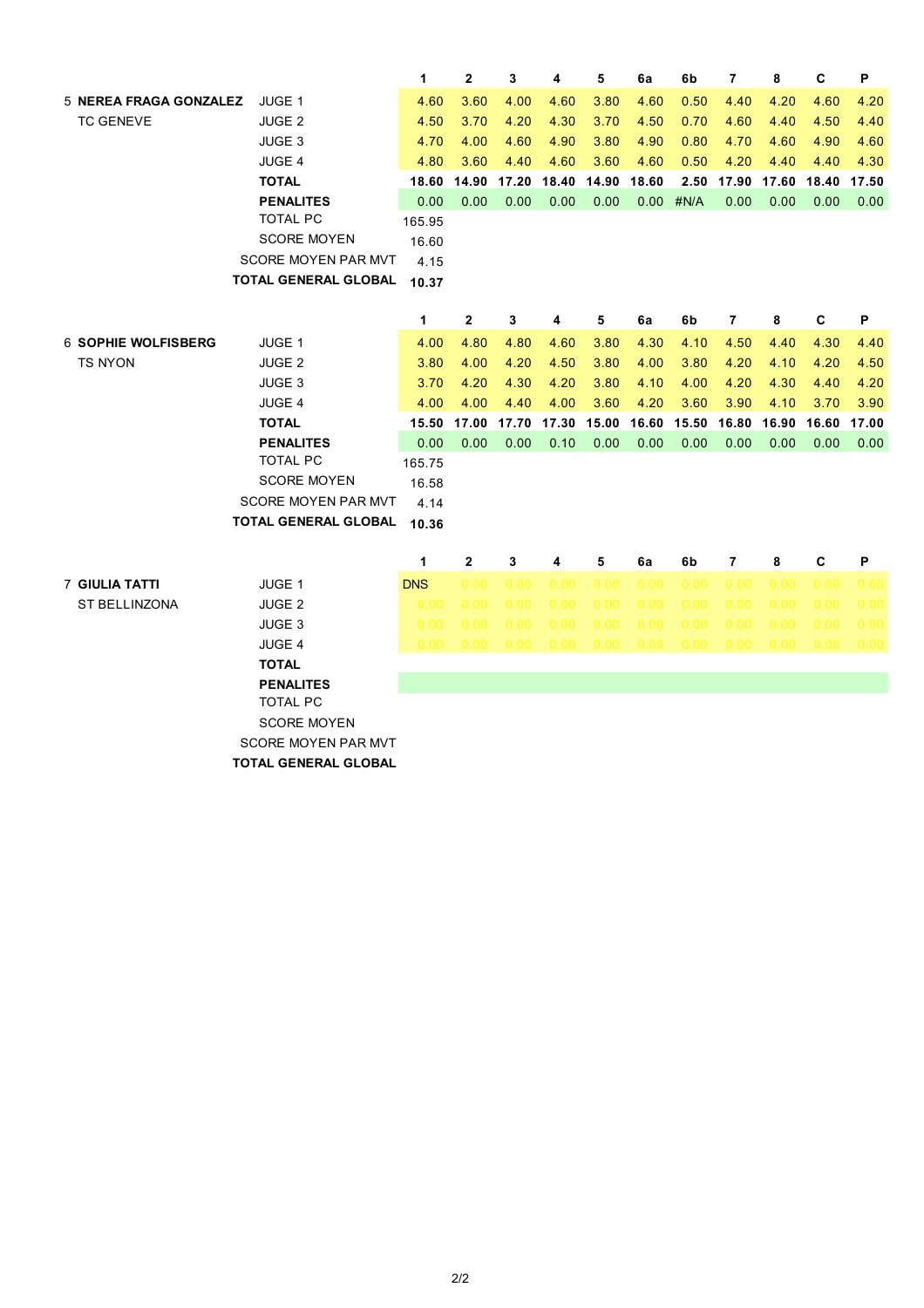| | | 1 | 2 | 3 | 4 | 5 | 6a | 6b | 7 | 8 | C | P |
|---|---|---|---|---|---|---|---|---|---|---|---|---|
| 5 **NEREA FRAGA GONZALEZ** | JUGE 1 | 4.60 | 3.60 | 4.00 | 4.60 | 3.80 | 4.60 | 0.50 | 4.40 | 4.20 | 4.60 | 4.20 |
| TC GENEVE | JUGE 2 | 4.50 | 3.70 | 4.20 | 4.30 | 3.70 | 4.50 | 0.70 | 4.60 | 4.40 | 4.50 | 4.40 |
| | JUGE 3 | 4.70 | 4.00 | 4.60 | 4.90 | 3.80 | 4.90 | 0.80 | 4.70 | 4.60 | 4.90 | 4.60 |
| | JUGE 4 | 4.80 | 3.60 | 4.40 | 4.60 | 3.60 | 4.60 | 0.50 | 4.20 | 4.40 | 4.40 | 4.30 |
| | **TOTAL** | **18.60** | **14.90** | **17.20** | **18.40** | **14.90** | **18.60** | **2.50** | **17.90** | **17.60** | **18.40** | **17.50** |
| | **PENALITES** | 0.00 | 0.00 | 0.00 | 0.00 | 0.00 | 0.00 | #N/A | 0.00 | 0.00 | 0.00 | 0.00 |
| | TOTAL PC | 165.95 | | | | | | | | | | |
| | SCORE MOYEN | 16.60 | | | | | | | | | | |
| | SCORE MOYEN PAR MVT | 4.15 | | | | | | | | | | |
| | **TOTAL GENERAL GLOBAL** | **10.37** | | | | | | | | | | |

| | | 1 | 2 | 3 | 4 | 5 | 6a | 6b | 7 | 8 | C | P |
|---|---|---|---|---|---|---|---|---|---|---|---|---|
| 6 **SOPHIE WOLFISBERG** | JUGE 1 | 4.00 | 4.80 | 4.80 | 4.60 | 3.80 | 4.30 | 4.10 | 4.50 | 4.40 | 4.30 | 4.40 |
| TS NYON | JUGE 2 | 3.80 | 4.00 | 4.20 | 4.50 | 3.80 | 4.00 | 3.80 | 4.20 | 4.10 | 4.20 | 4.50 |
| | JUGE 3 | 3.70 | 4.20 | 4.30 | 4.20 | 3.80 | 4.10 | 4.00 | 4.20 | 4.30 | 4.40 | 4.20 |
| | JUGE 4 | 4.00 | 4.00 | 4.40 | 4.00 | 3.60 | 4.20 | 3.60 | 3.90 | 4.10 | 3.70 | 3.90 |
| | **TOTAL** | **15.50** | **17.00** | **17.70** | **17.30** | **15.00** | **16.60** | **15.50** | **16.80** | **16.90** | **16.60** | **17.00** |
| | **PENALITES** | 0.00 | 0.00 | 0.00 | 0.10 | 0.00 | 0.00 | 0.00 | 0.00 | 0.00 | 0.00 | 0.00 |
| | TOTAL PC | 165.75 | | | | | | | | | | |
| | SCORE MOYEN | 16.58 | | | | | | | | | | |
| | SCORE MOYEN PAR MVT | 4.14 | | | | | | | | | | |
| | **TOTAL GENERAL GLOBAL** | **10.36** | | | | | | | | | | |

| | | 1 | 2 | 3 | 4 | 5 | 6a | 6b | 7 | 8 | C | P |
|---|---|---|---|---|---|---|---|---|---|---|---|---|
| 7 **GIULIA TATTI** | JUGE 1 | DNS | 0.00 | 0.00 | 0.00 | 0.00 | 0.00 | 0.00 | 0.00 | 0.00 | 0.00 | 0.00 |
| ST BELLINZONA | JUGE 2 | 0.00 | 0.00 | 0.00 | 0.00 | 0.00 | 0.00 | 0.00 | 0.00 | 0.00 | 0.00 | 0.00 |
| | JUGE 3 | 0.00 | 0.00 | 0.00 | 0.00 | 0.00 | 0.00 | 0.00 | 0.00 | 0.00 | 0.00 | 0.00 |
| | JUGE 4 | 0.00 | 0.00 | 0.00 | 0.00 | 0.00 | 0.00 | 0.00 | 0.00 | 0.00 | 0.00 | 0.00 |
| | **TOTAL** | | | | | | | | | | | |
| | **PENALITES** | | | | | | | | | | | |
| | TOTAL PC | | | | | | | | | | | |
| | SCORE MOYEN | | | | | | | | | | | |
| | SCORE MOYEN PAR MVT | | | | | | | | | | | |
| | **TOTAL GENERAL GLOBAL** | | | | | | | | | | | |